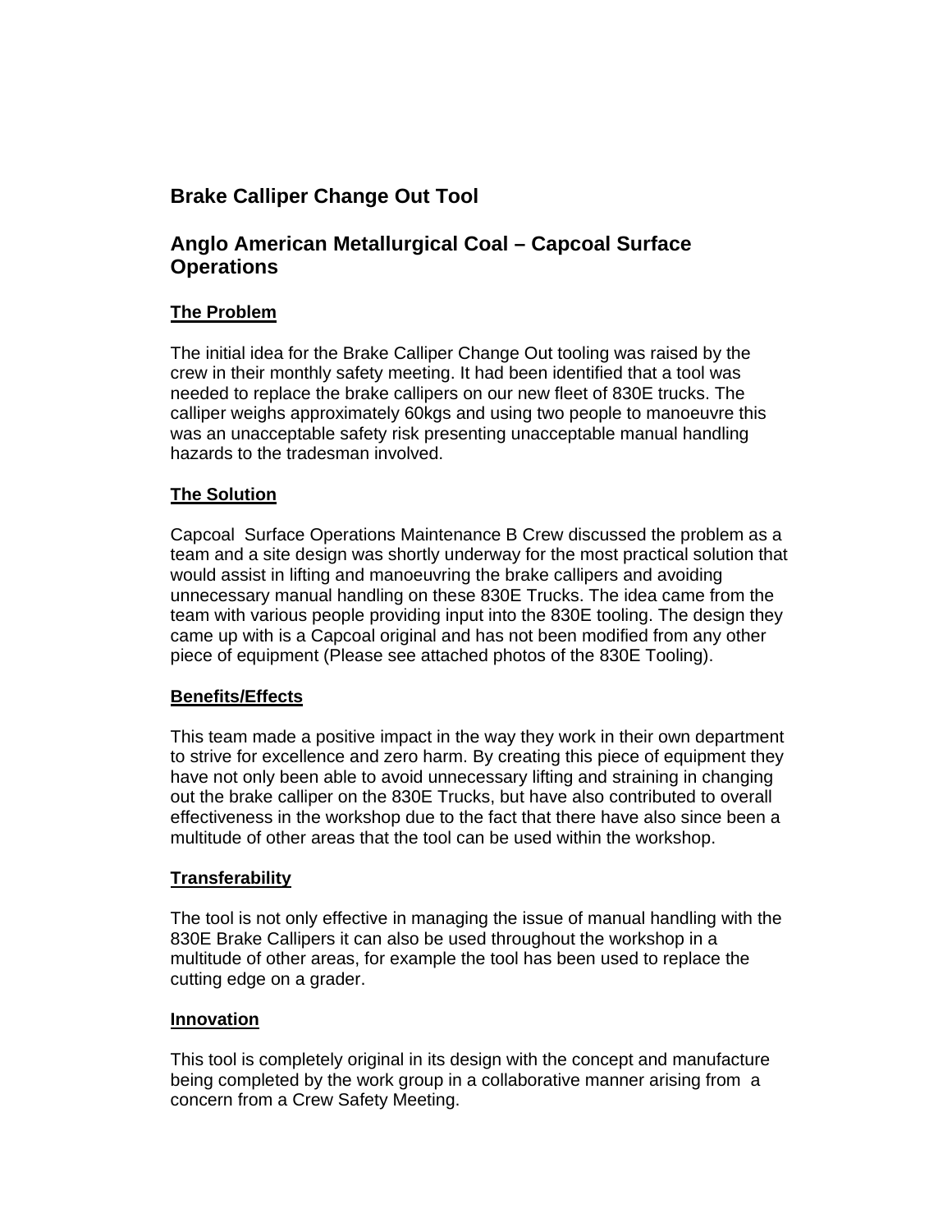# Brake Calliper Change Out Tool

## Anglo American Metallurgical Coal – Capcoal Surface Operations

### The Problem

The initial idea for the Brake Calliper Change Out tooling was raised by the crew in their monthly safety meeting. It had been identified that a tool was needed to replace the brake callipers on our new fleet of 830E trucks. The calliper weighs approximately 60kgs and using two people to manoeuvre this was an unacceptable safety risk presenting unacceptable manual handling hazards to the tradesman involved.

### The Solution

Capcoal Surface Operations Maintenance B Crew discussed the problem as a team and a site design was shortly underway for the most practical solution that would assist in lifting and manoeuvring the brake callipers and avoiding unnecessary manual handling on these 830E Trucks. The idea came from the team with various people providing input into the 830E tooling. The design they came up with is a Capcoal original and has not been modified from any other piece of equipment (Please see attached photos of the 830E Tooling).

### Benefits/Effects

This team made a positive impact in the way they work in their own department to strive for excellence and zero harm. By creating this piece of equipment they have not only been able to avoid unnecessary lifting and straining in changing out the brake calliper on the 830E Trucks, but have also contributed to overall effectiveness in the workshop due to the fact that there have also since been a multitude of other areas that the tool can be used within the workshop.

### Transferability

The tool is not only effective in managing the issue of manual handling with the 830E Brake Callipers it can also be used throughout the workshop in a multitude of other areas, for example the tool has been used to replace the cutting edge on a grader.

### Innovation

This tool is completely original in its design with the concept and manufacture being completed by the work group in a collaborative manner arising from a concern from a Crew Safety Meeting.